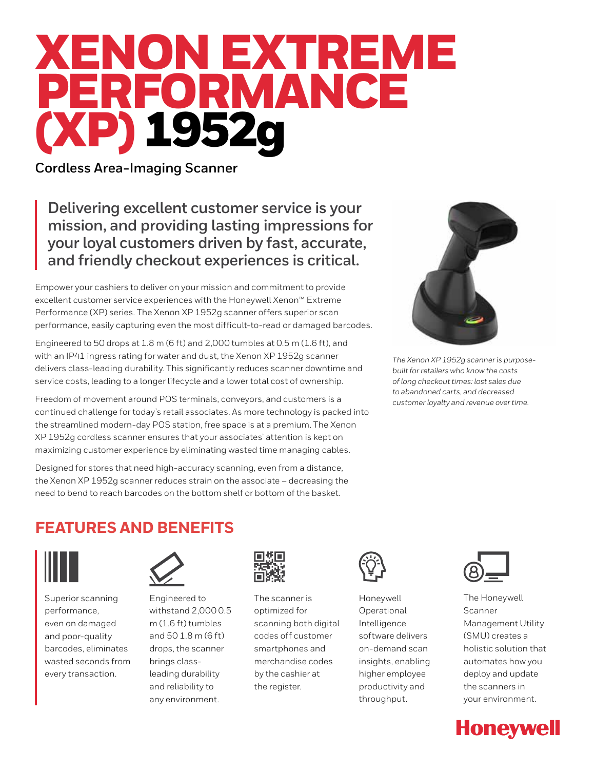# XENON EXTREME PERFORMANCE (XP) 1952g

**Cordless Area-Imaging Scanner**

**Delivering excellent customer service is your mission, and providing lasting impressions for your loyal customers driven by fast, accurate, and friendly checkout experiences is critical.**

Empower your cashiers to deliver on your mission and commitment to provide excellent customer service experiences with the Honeywell Xenon™ Extreme Performance (XP) series. The Xenon XP 1952g scanner offers superior scan performance, easily capturing even the most difficult-to-read or damaged barcodes.

Engineered to 50 drops at 1.8 m (6 ft) and 2,000 tumbles at 0.5 m (1.6 ft), and with an IP41 ingress rating for water and dust, the Xenon XP 1952g scanner delivers class-leading durability. This significantly reduces scanner downtime and service costs, leading to a longer lifecycle and a lower total cost of ownership.

Freedom of movement around POS terminals, conveyors, and customers is a continued challenge for today's retail associates. As more technology is packed into the streamlined modern-day POS station, free space is at a premium. The Xenon XP 1952g cordless scanner ensures that your associates' attention is kept on maximizing customer experience by eliminating wasted time managing cables.

Designed for stores that need high-accuracy scanning, even from a distance, the Xenon XP 1952g scanner reduces strain on the associate – decreasing the need to bend to reach barcodes on the bottom shelf or bottom of the basket.

*The Xenon XP 1952g scanner is purpose-built for retailers who know the costs of long checkout times: lost sales due to abandoned carts, and decreased customer loyalty and revenue over time.*

## FEATURES AND BENEFITS

Superior scanning performance, even on damaged and poor-quality barcodes, eliminates wasted seconds from every transaction.

Engineered to withstand 2,000 0.5 m (1.6 ft) tumbles and 50 1.8 m (6 ft) drops, the scanner brings class-leading durability and reliability to any environment.

The scanner is optimized for scanning both digital codes off customer smartphones and merchandise codes by the cashier at the register.

Honeywell Operational Intelligence software delivers on-demand scan insights, enabling higher employee productivity and throughput.

The Honeywell Scanner Management Utility (SMU) creates a holistic solution that automates how you deploy and update the scanners in your environment.

Honeywell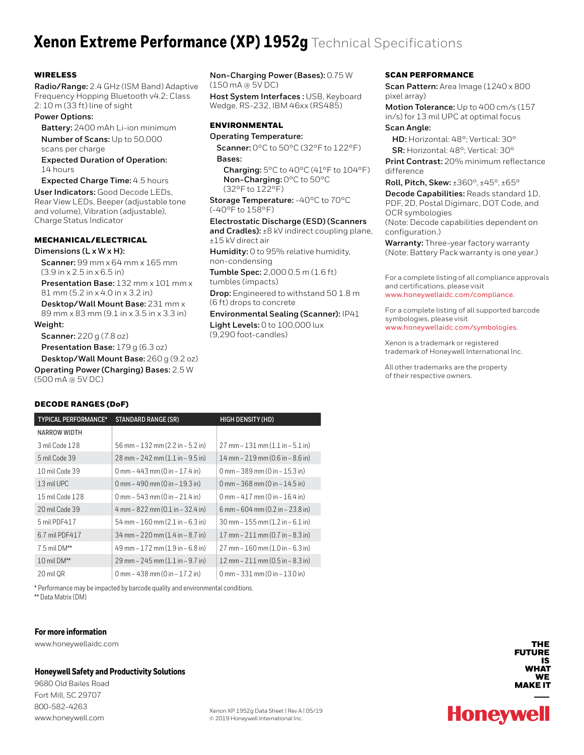# Xenon Extreme Performance (XP) 1952g Technical Specifications

## WIRELESS

**Radio/Range:** 2.4 GHz (ISM Band) Adaptive Frequency Hopping Bluetooth v4.2; Class 2: 10 m (33 ft) line of sight

**Power Options:**

- **Battery:** 2400 mAh Li-ion minimum
- **Number of Scans:** Up to 50,000 scans per charge
- **Expected Duration of Operation:** 14 hours
- **Expected Charge Time:** 4.5 hours

**User Indicators:** Good Decode LEDs, Rear View LEDs, Beeper (adjustable tone and volume), Vibration (adjustable), Charge Status Indicator

## MECHANICAL/ELECTRICAL

**Dimensions (L x W x H):**

- **Scanner:** 99 mm x 64 mm x 165 mm (3.9 in x 2.5 in x 6.5 in)
- **Presentation Base:** 132 mm x 101 mm x 81 mm (5.2 in x 4.0 in x 3.2 in)
- **Desktop/Wall Mount Base:** 231 mm x 89 mm x 83 mm (9.1 in x 3.5 in x 3.3 in)

**Weight:**

- **Scanner:** 220 g (7.8 oz)
- **Presentation Base:** 179 g (6.3 oz)
- **Desktop/Wall Mount Base:** 260 g (9.2 oz)

**Operating Power (Charging) Bases:** 2.5 W (500 mA @ 5V DC)

**Non-Charging Power (Bases):** 0.75 W (150 mA @ 5V DC)

**Host System Interfaces :** USB, Keyboard Wedge, RS-232, IBM 46xx (RS485)

## ENVIRONMENTAL

**Operating Temperature:**

- **Scanner:** 0°C to 50°C (32°F to 122°F)
- **Bases:**
  - **Charging:** 5°C to 40°C (41°F to 104°F)
  - **Non-Charging:** 0°C to 50°C (32°F to 122°F)

**Storage Temperature:** -40°C to 70°C (-40°F to 158°F)

**Electrostatic Discharge (ESD) (Scanners and Cradles):** ±8 kV indirect coupling plane, ±15 kV direct air

**Humidity:** 0 to 95% relative humidity, non-condensing

**Tumble Spec:** 2,000 0.5 m (1.6 ft) tumbles (impacts)

**Drop:** Engineered to withstand 50 1.8 m (6 ft) drops to concrete

**Environmental Sealing (Scanner):** IP41

**Light Levels:** 0 to 100,000 lux (9,290 foot-candles)

## SCAN PERFORMANCE

**Scan Pattern:** Area Image (1240 x 800 pixel array)

**Motion Tolerance:** Up to 400 cm/s (157 in/s) for 13 mil UPC at optimal focus

**Scan Angle:**

- **HD:** Horizontal: 48°; Vertical: 30°
- **SR:** Horizontal: 48°; Vertical: 30°

**Print Contrast:** 20% minimum reflectance difference

**Roll, Pitch, Skew:** ±360°, ±45°, ±65°

**Decode Capabilities:** Reads standard 1D, PDF, 2D, Postal Digimarc, DOT Code, and OCR symbologies
(Note: Decode capabilities dependent on configuration.)

**Warranty:** Three-year factory warranty
(Note: Battery Pack warranty is one year.)

For a complete listing of all compliance approvals and certifications, please visit www.honeywellaidc.com/compliance.

For a complete listing of all supported barcode symbologies, please visit www.honeywellaidc.com/symbologies.

Xenon is a trademark or registered trademark of Honeywell International Inc.

All other trademarks are the property of their respective owners.

## DECODE RANGES (DoF)

| TYPICAL PERFORMANCE* | STANDARD RANGE (SR) | HIGH DENSITY (HD) |
|---|---|---|
| NARROW WIDTH | | |
| 3 mil Code 128 | 56 mm – 132 mm (2.2 in – 5.2 in) | 27 mm – 131 mm (1.1 in – 5.1 in) |
| 5 mil Code 39 | 28 mm – 242 mm (1.1 in – 9.5 in) | 14 mm – 219 mm (0.6 in – 8.6 in) |
| 10 mil Code 39 | 0 mm – 443 mm (0 in – 17.4 in) | 0 mm – 389 mm (0 in – 15.3 in) |
| 13 mil UPC | 0 mm – 490 mm (0 in – 19.3 in) | 0 mm – 368 mm (0 in – 14.5 in) |
| 15 mil Code 128 | 0 mm – 543 mm (0 in – 21.4 in) | 0 mm – 417 mm (0 in – 16.4 in) |
| 20 mil Code 39 | 4 mm – 822 mm (0.1 in – 32.4 in) | 6 mm – 604 mm (0.2 in – 23.8 in) |
| 5 mil PDF417 | 54 mm – 160 mm (2.1 in – 6.3 in) | 30 mm – 155 mm (1.2 in – 6.1 in) |
| 6.7 mil PDF417 | 34 mm – 220 mm (1.4 in – 8.7 in) | 17 mm – 211 mm (0.7 in – 8.3 in) |
| 7.5 mil DM** | 49 mm – 172 mm (1.9 in – 6.8 in) | 27 mm – 160 mm (1.0 in – 6.3 in) |
| 10 mil DM** | 29 mm – 245 mm (1.1 in – 9.7 in) | 12 mm – 211 mm (0.5 in – 8.3 in) |
| 20 mil QR | 0 mm – 438 mm (0 in – 17.2 in) | 0 mm – 331 mm (0 in – 13.0 in) |

\* Performance may be impacted by barcode quality and environmental conditions.
** Data Matrix (DM)

### For more information

www.honeywellaidc.com

### Honeywell Safety and Productivity Solutions

9680 Old Bailes Road
Fort Mill, SC 29707
800-582-4263
www.honeywell.com

Xenon XP 1952g Data Sheet | Rev A | 05/19
© 2019 Honeywell International Inc.

THE FUTURE IS WHAT WE MAKE IT

Honeywell